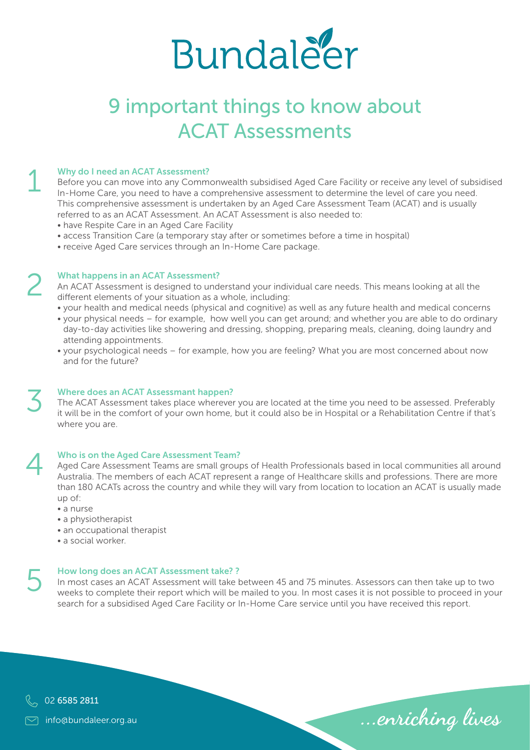# Bundaleer

# 9 important things to know about ACAT Assessments

## 1 Why do I need an ACAT Assessment?

Before you can move into any Commonwealth subsidised Aged Care Facility or receive any level of subsidised In-Home Care, you need to have a comprehensive assessment to determine the level of care you need. This comprehensive assessment is undertaken by an Aged Care Assessment Team (ACAT) and is usually referred to as an ACAT Assessment. An ACAT Assessment is also needed to:

- have Respite Care in an Aged Care Facility
- access Transition Care (a temporary stay after or sometimes before a time in hospital)
- receive Aged Care services through an In-Home Care package.

## 2 What happens in an ACAT Assessment?

An ACAT Assessment is designed to understand your individual care needs. This means looking at all the different elements of your situation as a whole, including:

- your health and medical needs (physical and cognitive) as well as any future health and medical concerns
- your physical needs – for example, how well you can get around; and whether you are able to do ordinary day-to-day activities like showering and dressing, shopping, preparing meals, cleaning, doing laundry and attending appointments.
- your psychological needs – for example, how you are feeling? What you are most concerned about now and for the future?

## 3 Where does an ACAT Assessmant happen?

The ACAT Assessment takes place wherever you are located at the time you need to be assessed. Preferably it will be in the comfort of your own home, but it could also be in Hospital or a Rehabilitation Centre if that's where you are.

## 4 Who is on the Aged Care Assessment Team?

Aged Care Assessment Teams are small groups of Health Professionals based in local communities all around Australia. The members of each ACAT represent a range of Healthcare skills and professions. There are more than 180 ACATs across the country and while they will vary from location to location an ACAT is usually made up of:

- a nurse
- a physiotherapist
- an occupational therapist
- a social worker.

## 5 How long does an ACAT Assessment take? ?

In most cases an ACAT Assessment will take between 45 and 75 minutes. Assessors can then take up to two weeks to complete their report which will be mailed to you. In most cases it is not possible to proceed in your search for a subsidised Aged Care Facility or In-Home Care service until you have received this report.

02 6585 2811

info@bundaleer.org.au

*...enriching lives*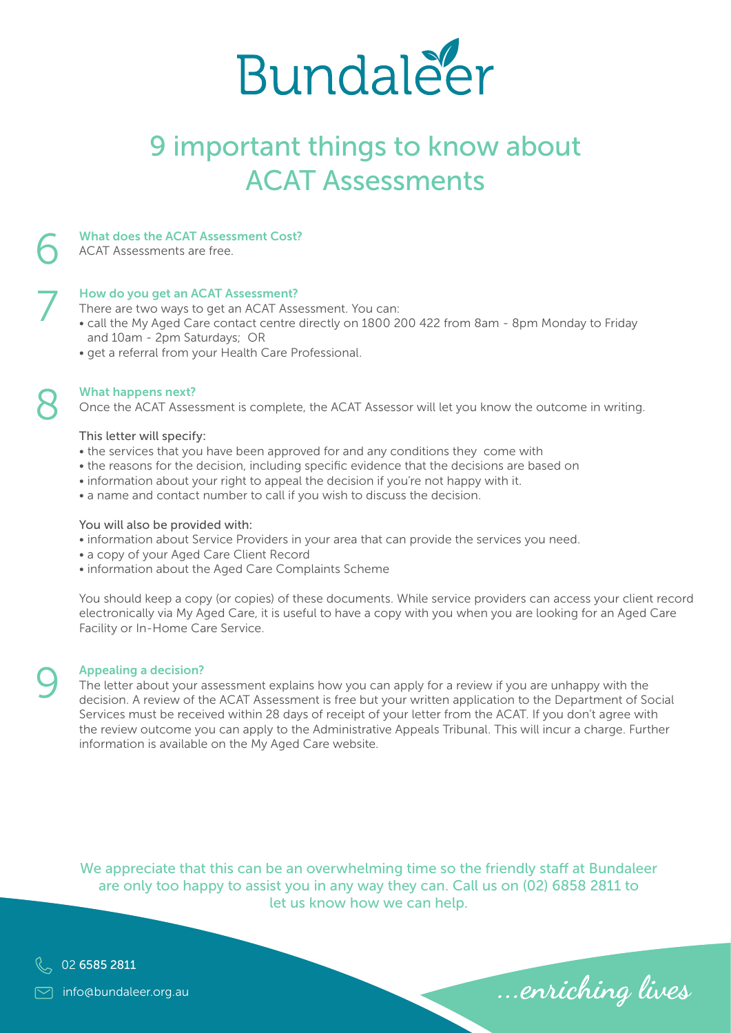# Bundaleer

## 9 important things to know about ACAT Assessments

### 6 What does the ACAT Assessment Cost?

ACAT Assessments are free.

### 7 How do you get an ACAT Assessment?

There are two ways to get an ACAT Assessment. You can:

- call the My Aged Care contact centre directly on 1800 200 422 from 8am - 8pm Monday to Friday and 10am - 2pm Saturdays; OR
- get a referral from your Health Care Professional.

### 8 What happens next?

Once the ACAT Assessment is complete, the ACAT Assessor will let you know the outcome in writing.

This letter will specify:

- the services that you have been approved for and any conditions they come with
- the reasons for the decision, including specific evidence that the decisions are based on
- information about your right to appeal the decision if you're not happy with it.
- a name and contact number to call if you wish to discuss the decision.

You will also be provided with:

- information about Service Providers in your area that can provide the services you need.
- a copy of your Aged Care Client Record
- information about the Aged Care Complaints Scheme

You should keep a copy (or copies) of these documents. While service providers can access your client record electronically via My Aged Care, it is useful to have a copy with you when you are looking for an Aged Care Facility or In-Home Care Service.

### 9 Appealing a decision?

The letter about your assessment explains how you can apply for a review if you are unhappy with the decision. A review of the ACAT Assessment is free but your written application to the Department of Social Services must be received within 28 days of receipt of your letter from the ACAT. If you don't agree with the review outcome you can apply to the Administrative Appeals Tribunal. This will incur a charge. Further information is available on the My Aged Care website.

We appreciate that this can be an overwhelming time so the friendly staff at Bundaleer are only too happy to assist you in any way they can. Call us on (02) 6858 2811 to let us know how we can help.

02 6585 2811

info@bundaleer.org.au

*...enriching lives*